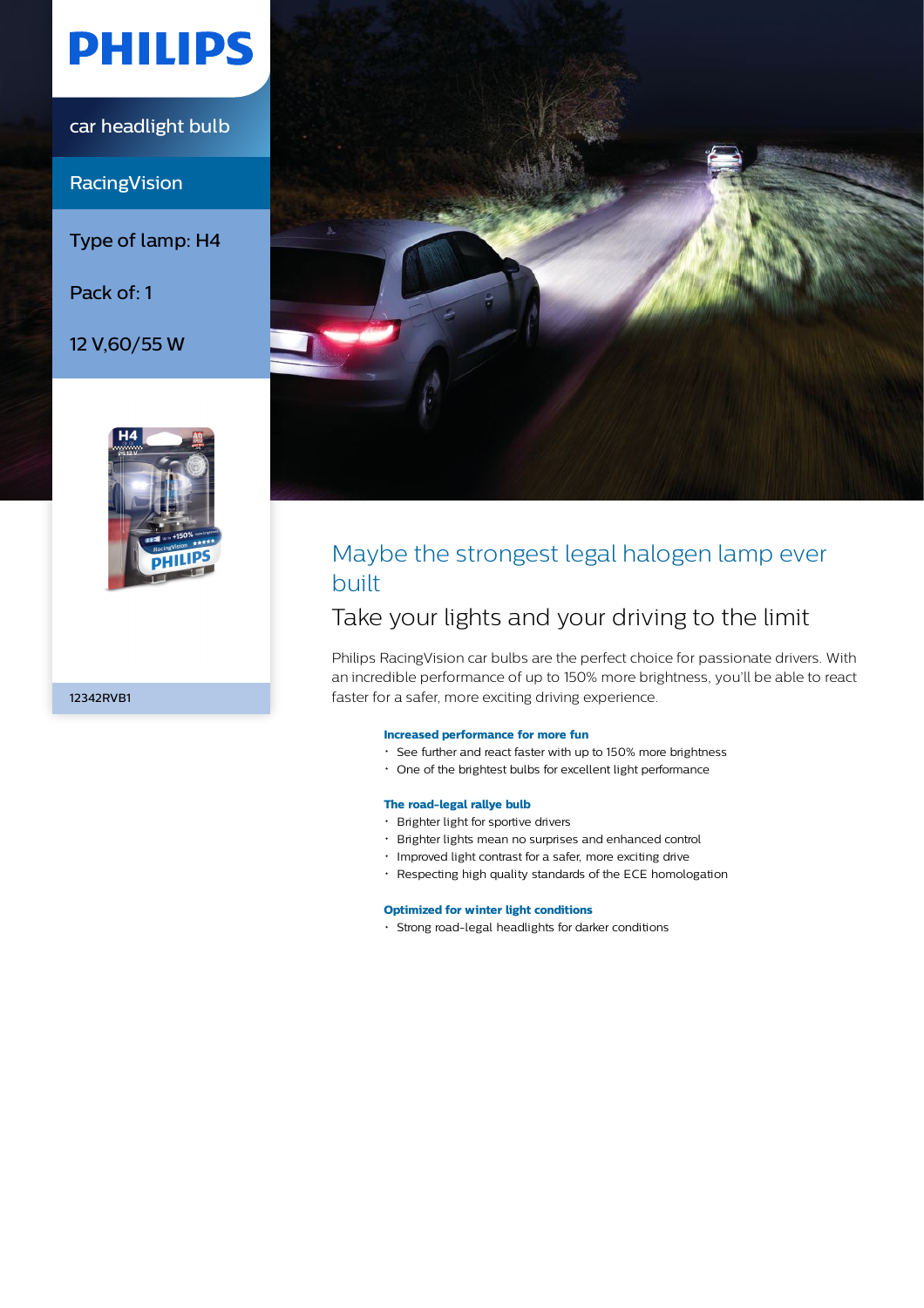PHILIPS

car headlight bulb

RacingVision

Type of lamp: H4

Pack of: 1

12 V,60/55 W

12342RVB1

# Maybe the strongest legal halogen lamp ever built

## Take your lights and your driving to the limit

Philips RacingVision car bulbs are the perfect choice for passionate drivers. With an incredible performance of up to 150% more brightness, you'll be able to react faster for a safer, more exciting driving experience.

### Increased performance for more fun

- See further and react faster with up to 150% more brightness
- One of the brightest bulbs for excellent light performance

### The road-legal rallye bulb

- Brighter light for sportive drivers
- Brighter lights mean no surprises and enhanced control
- Improved light contrast for a safer, more exciting drive
- Respecting high quality standards of the ECE homologation

### Optimized for winter light conditions

- Strong road-legal headlights for darker conditions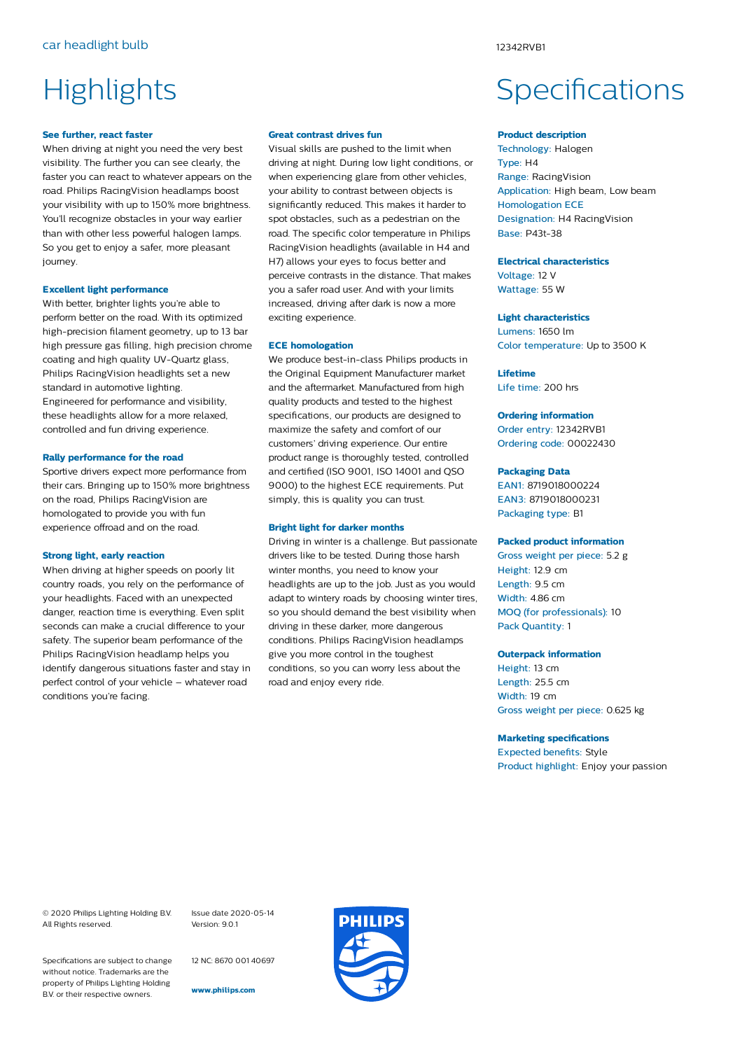car headlight bulb

12342RVB1

# Highlights

### See further, react faster

When driving at night you need the very best visibility. The further you can see clearly, the faster you can react to whatever appears on the road. Philips RacingVision headlamps boost your visibility with up to 150% more brightness. You'll recognize obstacles in your way earlier than with other less powerful halogen lamps. So you get to enjoy a safer, more pleasant journey.

### Excellent light performance

With better, brighter lights you're able to perform better on the road. With its optimized high-precision filament geometry, up to 13 bar high pressure gas filling, high precision chrome coating and high quality UV-Quartz glass, Philips RacingVision headlights set a new standard in automotive lighting. Engineered for performance and visibility, these headlights allow for a more relaxed, controlled and fun driving experience.

### Rally performance for the road

Sportive drivers expect more performance from their cars. Bringing up to 150% more brightness on the road, Philips RacingVision are homologated to provide you with fun experience offroad and on the road.

### Strong light, early reaction

When driving at higher speeds on poorly lit country roads, you rely on the performance of your headlights. Faced with an unexpected danger, reaction time is everything. Even split seconds can make a crucial difference to your safety. The superior beam performance of the Philips RacingVision headlamp helps you identify dangerous situations faster and stay in perfect control of your vehicle – whatever road conditions you're facing.

### Great contrast drives fun

Visual skills are pushed to the limit when driving at night. During low light conditions, or when experiencing glare from other vehicles, your ability to contrast between objects is significantly reduced. This makes it harder to spot obstacles, such as a pedestrian on the road. The specific color temperature in Philips RacingVision headlights (available in H4 and H7) allows your eyes to focus better and perceive contrasts in the distance. That makes you a safer road user. And with your limits increased, driving after dark is now a more exciting experience.

### ECE homologation

We produce best-in-class Philips products in the Original Equipment Manufacturer market and the aftermarket. Manufactured from high quality products and tested to the highest specifications, our products are designed to maximize the safety and comfort of our customers' driving experience. Our entire product range is thoroughly tested, controlled and certified (ISO 9001, ISO 14001 and QSO 9000) to the highest ECE requirements. Put simply, this is quality you can trust.

### Bright light for darker months

Driving in winter is a challenge. But passionate drivers like to be tested. During those harsh winter months, you need to know your headlights are up to the job. Just as you would adapt to wintery roads by choosing winter tires, so you should demand the best visibility when driving in these darker, more dangerous conditions. Philips RacingVision headlamps give you more control in the toughest conditions, so you can worry less about the road and enjoy every ride.

# Specifications

### Product description

- Technology: Halogen
- Type: H4
- Range: RacingVision
- Application: High beam, Low beam
- Homologation ECE
- Designation: H4 RacingVision
- Base: P43t-38

### Electrical characteristics

- Voltage: 12 V
- Wattage: 55 W

### Light characteristics

- Lumens: 1650 lm
- Color temperature: Up to 3500 K

### Lifetime

- Life time: 200 hrs

### Ordering information

- Order entry: 12342RVB1
- Ordering code: 00022430

### Packaging Data

- EAN1: 8719018000224
- EAN3: 8719018000231
- Packaging type: B1

### Packed product information

- Gross weight per piece: 5.2 g
- Height: 12.9 cm
- Length: 9.5 cm
- Width: 4.86 cm
- MOQ (for professionals): 10
- Pack Quantity: 1

### Outerpack information

- Height: 13 cm
- Length: 25.5 cm
- Width: 19 cm
- Gross weight per piece: 0.625 kg

### Marketing specifications

- Expected benefits: Style
- Product highlight: Enjoy your passion

© 2020 Philips Lighting Holding B.V.
All Rights reserved.

Issue date 2020-05-14
Version: 9.0.1

Specifications are subject to change without notice. Trademarks are the property of Philips Lighting Holding B.V. or their respective owners.

12 NC: 8670 001 40697

www.philips.com

PHILIPS